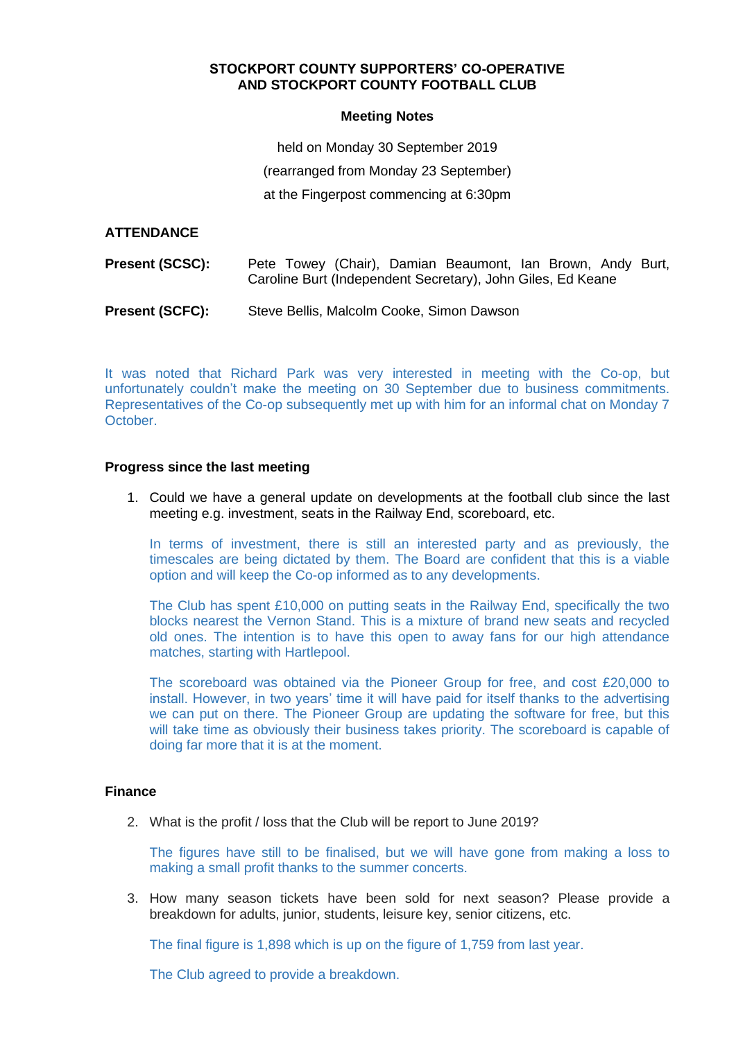**STOCKPORT COUNTY SUPPORTERS' CO-OPERATIVE AND STOCKPORT COUNTY FOOTBALL CLUB**

**Meeting Notes**

held on Monday 30 September 2019

(rearranged from Monday 23 September)

at the Fingerpost commencing at 6:30pm

## ATTENDANCE

**Present (SCSC):** Pete Towey (Chair), Damian Beaumont, Ian Brown, Andy Burt, Caroline Burt (Independent Secretary), John Giles, Ed Keane

**Present (SCFC):** Steve Bellis, Malcolm Cooke, Simon Dawson

It was noted that Richard Park was very interested in meeting with the Co-op, but unfortunately couldn't make the meeting on 30 September due to business commitments. Representatives of the Co-op subsequently met up with him for an informal chat on Monday 7 October.

### Progress since the last meeting

1. Could we have a general update on developments at the football club since the last meeting e.g. investment, seats in the Railway End, scoreboard, etc.

   In terms of investment, there is still an interested party and as previously, the timescales are being dictated by them. The Board are confident that this is a viable option and will keep the Co-op informed as to any developments.

   The Club has spent £10,000 on putting seats in the Railway End, specifically the two blocks nearest the Vernon Stand. This is a mixture of brand new seats and recycled old ones. The intention is to have this open to away fans for our high attendance matches, starting with Hartlepool.

   The scoreboard was obtained via the Pioneer Group for free, and cost £20,000 to install. However, in two years' time it will have paid for itself thanks to the advertising we can put on there. The Pioneer Group are updating the software for free, but this will take time as obviously their business takes priority. The scoreboard is capable of doing far more that it is at the moment.

### Finance

2. What is the profit / loss that the Club will be report to June 2019?

   The figures have still to be finalised, but we will have gone from making a loss to making a small profit thanks to the summer concerts.

3. How many season tickets have been sold for next season? Please provide a breakdown for adults, junior, students, leisure key, senior citizens, etc.

   The final figure is 1,898 which is up on the figure of 1,759 from last year.

   The Club agreed to provide a breakdown.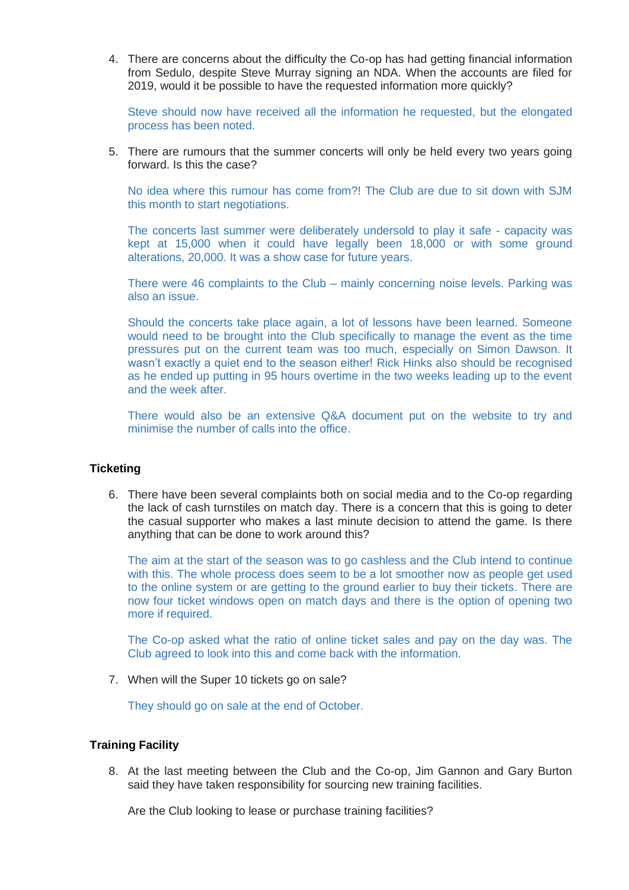4. There are concerns about the difficulty the Co-op has had getting financial information from Sedulo, despite Steve Murray signing an NDA. When the accounts are filed for 2019, would it be possible to have the requested information more quickly?

   Steve should now have received all the information he requested, but the elongated process has been noted.

5. There are rumours that the summer concerts will only be held every two years going forward. Is this the case?

   No idea where this rumour has come from?! The Club are due to sit down with SJM this month to start negotiations.

   The concerts last summer were deliberately undersold to play it safe - capacity was kept at 15,000 when it could have legally been 18,000 or with some ground alterations, 20,000. It was a show case for future years.

   There were 46 complaints to the Club – mainly concerning noise levels. Parking was also an issue.

   Should the concerts take place again, a lot of lessons have been learned. Someone would need to be brought into the Club specifically to manage the event as the time pressures put on the current team was too much, especially on Simon Dawson. It wasn't exactly a quiet end to the season either! Rick Hinks also should be recognised as he ended up putting in 95 hours overtime in the two weeks leading up to the event and the week after.

   There would also be an extensive Q&A document put on the website to try and minimise the number of calls into the office.

**Ticketing**

6. There have been several complaints both on social media and to the Co-op regarding the lack of cash turnstiles on match day. There is a concern that this is going to deter the casual supporter who makes a last minute decision to attend the game. Is there anything that can be done to work around this?

   The aim at the start of the season was to go cashless and the Club intend to continue with this. The whole process does seem to be a lot smoother now as people get used to the online system or are getting to the ground earlier to buy their tickets. There are now four ticket windows open on match days and there is the option of opening two more if required.

   The Co-op asked what the ratio of online ticket sales and pay on the day was. The Club agreed to look into this and come back with the information.

7. When will the Super 10 tickets go on sale?

   They should go on sale at the end of October.

**Training Facility**

8. At the last meeting between the Club and the Co-op, Jim Gannon and Gary Burton said they have taken responsibility for sourcing new training facilities.

   Are the Club looking to lease or purchase training facilities?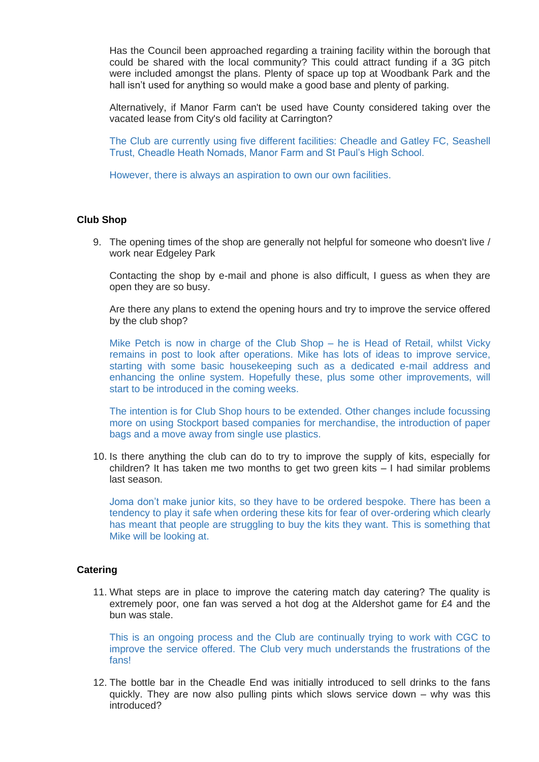Has the Council been approached regarding a training facility within the borough that could be shared with the local community? This could attract funding if a 3G pitch were included amongst the plans. Plenty of space up top at Woodbank Park and the hall isn't used for anything so would make a good base and plenty of parking.

Alternatively, if Manor Farm can't be used have County considered taking over the vacated lease from City's old facility at Carrington?

The Club are currently using five different facilities: Cheadle and Gatley FC, Seashell Trust, Cheadle Heath Nomads, Manor Farm and St Paul's High School.

However, there is always an aspiration to own our own facilities.

**Club Shop**

9. The opening times of the shop are generally not helpful for someone who doesn't live / work near Edgeley Park

   Contacting the shop by e-mail and phone is also difficult, I guess as when they are open they are so busy.

   Are there any plans to extend the opening hours and try to improve the service offered by the club shop?

   Mike Petch is now in charge of the Club Shop – he is Head of Retail, whilst Vicky remains in post to look after operations. Mike has lots of ideas to improve service, starting with some basic housekeeping such as a dedicated e-mail address and enhancing the online system. Hopefully these, plus some other improvements, will start to be introduced in the coming weeks.

   The intention is for Club Shop hours to be extended. Other changes include focussing more on using Stockport based companies for merchandise, the introduction of paper bags and a move away from single use plastics.

10. Is there anything the club can do to try to improve the supply of kits, especially for children? It has taken me two months to get two green kits – I had similar problems last season.

    Joma don't make junior kits, so they have to be ordered bespoke. There has been a tendency to play it safe when ordering these kits for fear of over-ordering which clearly has meant that people are struggling to buy the kits they want. This is something that Mike will be looking at.

**Catering**

11. What steps are in place to improve the catering match day catering? The quality is extremely poor, one fan was served a hot dog at the Aldershot game for £4 and the bun was stale.

    This is an ongoing process and the Club are continually trying to work with CGC to improve the service offered. The Club very much understands the frustrations of the fans!

12. The bottle bar in the Cheadle End was initially introduced to sell drinks to the fans quickly. They are now also pulling pints which slows service down – why was this introduced?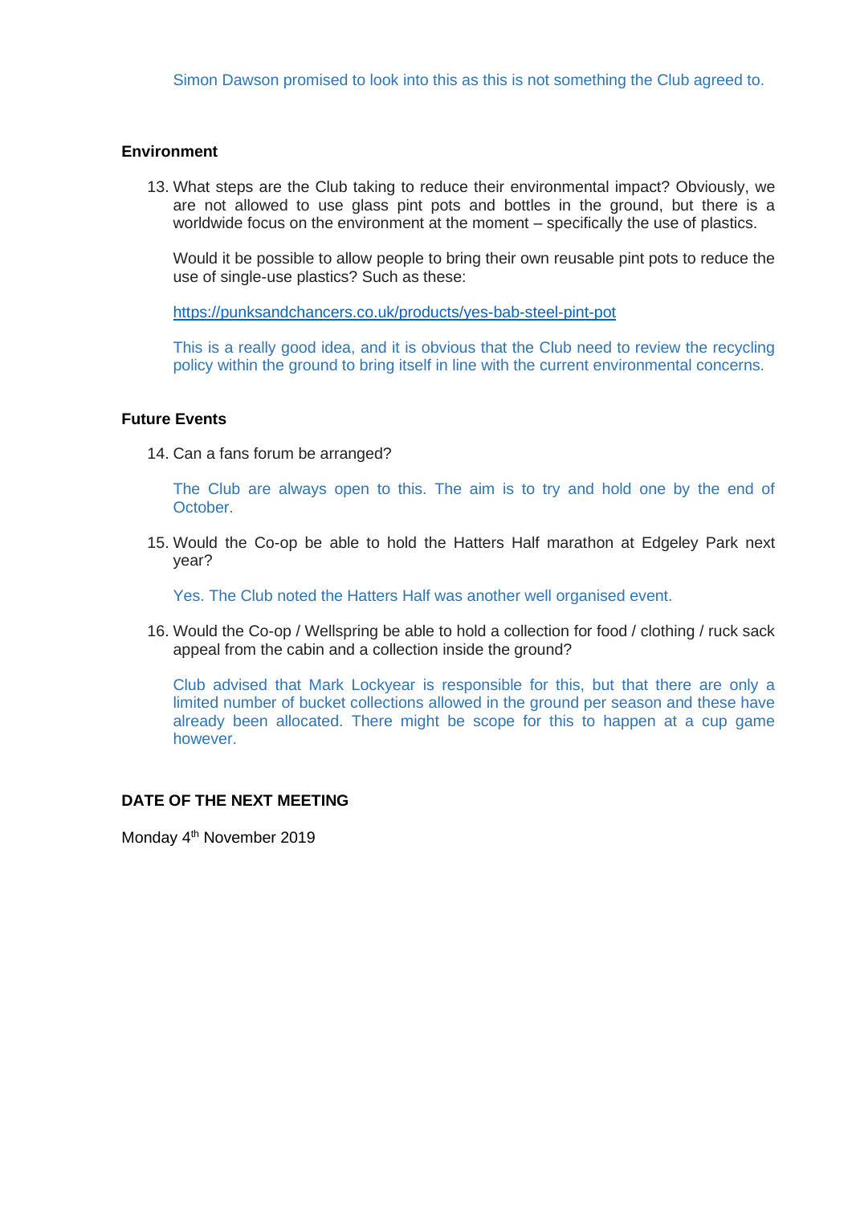Simon Dawson promised to look into this as this is not something the Club agreed to.

**Environment**

13. What steps are the Club taking to reduce their environmental impact? Obviously, we are not allowed to use glass pint pots and bottles in the ground, but there is a worldwide focus on the environment at the moment – specifically the use of plastics.

    Would it be possible to allow people to bring their own reusable pint pots to reduce the use of single-use plastics? Such as these:

    https://punksandchancers.co.uk/products/yes-bab-steel-pint-pot

    This is a really good idea, and it is obvious that the Club need to review the recycling policy within the ground to bring itself in line with the current environmental concerns.

**Future Events**

14. Can a fans forum be arranged?

    The Club are always open to this. The aim is to try and hold one by the end of October.

15. Would the Co-op be able to hold the Hatters Half marathon at Edgeley Park next year?

    Yes. The Club noted the Hatters Half was another well organised event.

16. Would the Co-op / Wellspring be able to hold a collection for food / clothing / ruck sack appeal from the cabin and a collection inside the ground?

    Club advised that Mark Lockyear is responsible for this, but that there are only a limited number of bucket collections allowed in the ground per season and these have already been allocated. There might be scope for this to happen at a cup game however.

**DATE OF THE NEXT MEETING**

Monday 4th November 2019